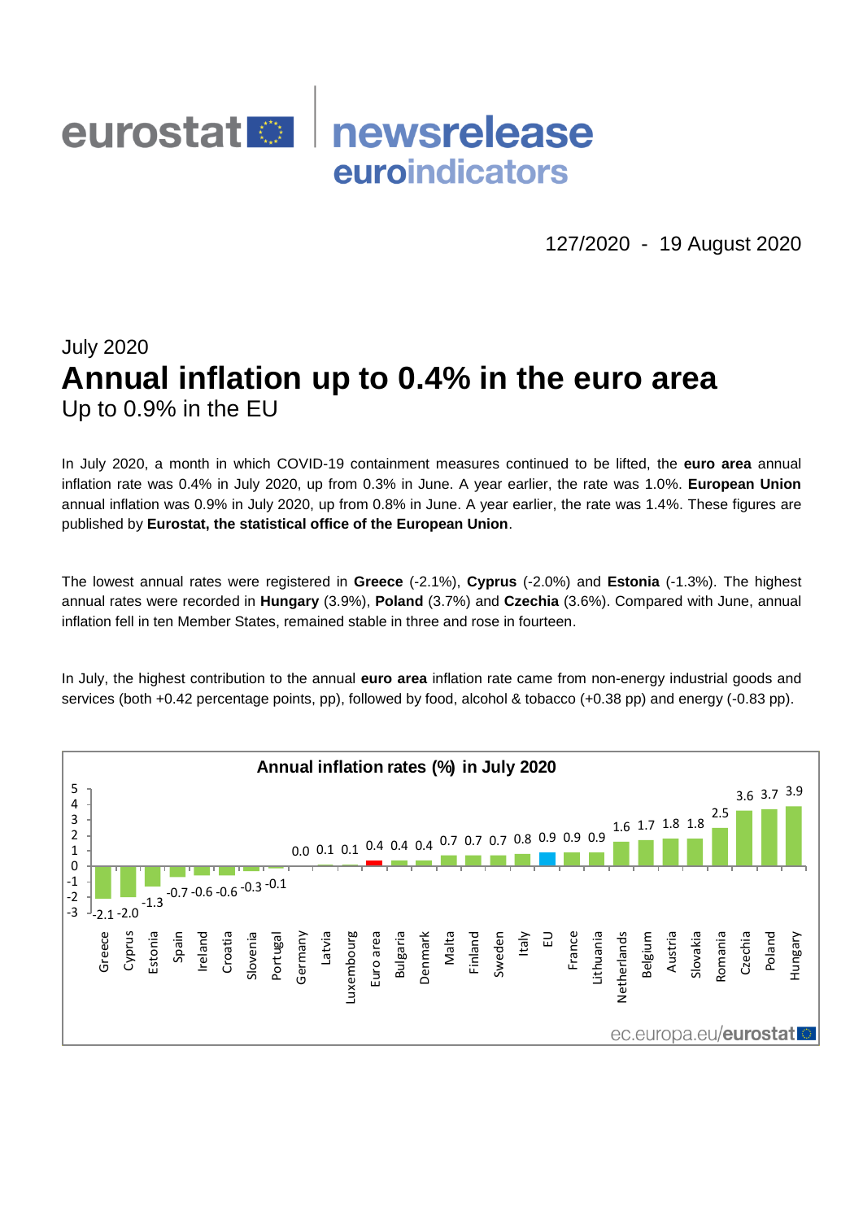**eurostat** newsrelease euroindicators

127/2020 - 19 August 2020

July 2020

# Annual inflation up to 0.4% in the euro area

## Up to 0.9% in the EU

In July 2020, a month in which COVID-19 containment measures continued to be lifted, the **euro area** annual inflation rate was 0.4% in July 2020, up from 0.3% in June. A year earlier, the rate was 1.0%. **European Union** annual inflation was 0.9% in July 2020, up from 0.8% in June. A year earlier, the rate was 1.4%. These figures are published by **Eurostat, the statistical office of the European Union**.

The lowest annual rates were registered in **Greece** (-2.1%), **Cyprus** (-2.0%) and **Estonia** (-1.3%). The highest annual rates were recorded in **Hungary** (3.9%), **Poland** (3.7%) and **Czechia** (3.6%). Compared with June, annual inflation fell in ten Member States, remained stable in three and rose in fourteen.

In July, the highest contribution to the annual **euro area** inflation rate came from non-energy industrial goods and services (both +0.42 percentage points, pp), followed by food, alcohol & tobacco (+0.38 pp) and energy (-0.83 pp).

**Annual inflation rates (%) in July 2020**

| Country | Rate |
| --- | --- |
| Greece | -2.1 |
| Cyprus | -2.0 |
| Estonia | -1.3 |
| Spain | -0.7 |
| Ireland | -0.6 |
| Croatia | -0.6 |
| Slovenia | -0.3 |
| Portugal | -0.1 |
| Germany | 0.0 |
| Latvia | 0.1 |
| Luxembourg | 0.1 |
| Euro area | 0.4 |
| Bulgaria | 0.4 |
| Denmark | 0.4 |
| Malta | 0.7 |
| Finland | 0.7 |
| Sweden | 0.7 |
| Italy | 0.8 |
| EU | 0.9 |
| France | 0.9 |
| Lithuania | 0.9 |
| Netherlands | 1.6 |
| Belgium | 1.7 |
| Austria | 1.8 |
| Slovakia | 1.8 |
| Romania | 2.5 |
| Czechia | 3.6 |
| Poland | 3.7 |
| Hungary | 3.9 |

ec.europa.eu/eurostat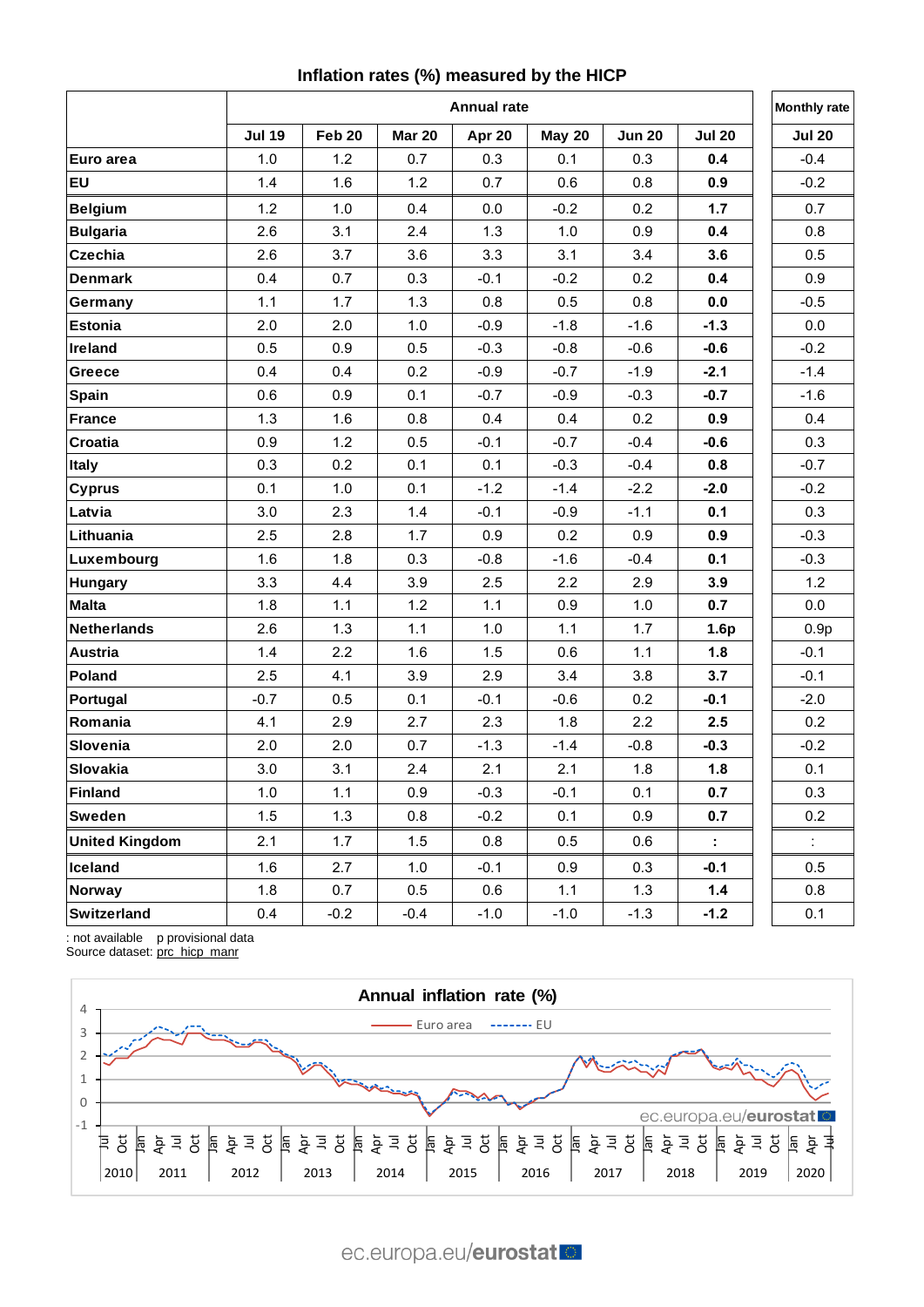## Inflation rates (%) measured by the HICP

| | Annual rate | | | | | | | Monthly rate |
|---|---|---|---|---|---|---|---|---|
| | Jul 19 | Feb 20 | Mar 20 | Apr 20 | May 20 | Jun 20 | Jul 20 | Jul 20 |
| **Euro area** | 1.0 | 1.2 | 0.7 | 0.3 | 0.1 | 0.3 | **0.4** | -0.4 |
| **EU** | 1.4 | 1.6 | 1.2 | 0.7 | 0.6 | 0.8 | **0.9** | -0.2 |
| **Belgium** | 1.2 | 1.0 | 0.4 | 0.0 | -0.2 | 0.2 | **1.7** | 0.7 |
| **Bulgaria** | 2.6 | 3.1 | 2.4 | 1.3 | 1.0 | 0.9 | **0.4** | 0.8 |
| **Czechia** | 2.6 | 3.7 | 3.6 | 3.3 | 3.1 | 3.4 | **3.6** | 0.5 |
| **Denmark** | 0.4 | 0.7 | 0.3 | -0.1 | -0.2 | 0.2 | **0.4** | 0.9 |
| **Germany** | 1.1 | 1.7 | 1.3 | 0.8 | 0.5 | 0.8 | **0.0** | -0.5 |
| **Estonia** | 2.0 | 2.0 | 1.0 | -0.9 | -1.8 | -1.6 | **-1.3** | 0.0 |
| **Ireland** | 0.5 | 0.9 | 0.5 | -0.3 | -0.8 | -0.6 | **-0.6** | -0.2 |
| **Greece** | 0.4 | 0.4 | 0.2 | -0.9 | -0.7 | -1.9 | **-2.1** | -1.4 |
| **Spain** | 0.6 | 0.9 | 0.1 | -0.7 | -0.9 | -0.3 | **-0.7** | -1.6 |
| **France** | 1.3 | 1.6 | 0.8 | 0.4 | 0.4 | 0.2 | **0.9** | 0.4 |
| **Croatia** | 0.9 | 1.2 | 0.5 | -0.1 | -0.7 | -0.4 | **-0.6** | 0.3 |
| **Italy** | 0.3 | 0.2 | 0.1 | 0.1 | -0.3 | -0.4 | **0.8** | -0.7 |
| **Cyprus** | 0.1 | 1.0 | 0.1 | -1.2 | -1.4 | -2.2 | **-2.0** | -0.2 |
| **Latvia** | 3.0 | 2.3 | 1.4 | -0.1 | -0.9 | -1.1 | **0.1** | 0.3 |
| **Lithuania** | 2.5 | 2.8 | 1.7 | 0.9 | 0.2 | 0.9 | **0.9** | -0.3 |
| **Luxembourg** | 1.6 | 1.8 | 0.3 | -0.8 | -1.6 | -0.4 | **0.1** | -0.3 |
| **Hungary** | 3.3 | 4.4 | 3.9 | 2.5 | 2.2 | 2.9 | **3.9** | 1.2 |
| **Malta** | 1.8 | 1.1 | 1.2 | 1.1 | 0.9 | 1.0 | **0.7** | 0.0 |
| **Netherlands** | 2.6 | 1.3 | 1.1 | 1.0 | 1.1 | 1.7 | **1.6p** | 0.9p |
| **Austria** | 1.4 | 2.2 | 1.6 | 1.5 | 0.6 | 1.1 | **1.8** | -0.1 |
| **Poland** | 2.5 | 4.1 | 3.9 | 2.9 | 3.4 | 3.8 | **3.7** | -0.1 |
| **Portugal** | -0.7 | 0.5 | 0.1 | -0.1 | -0.6 | 0.2 | **-0.1** | -2.0 |
| **Romania** | 4.1 | 2.9 | 2.7 | 2.3 | 1.8 | 2.2 | **2.5** | 0.2 |
| **Slovenia** | 2.0 | 2.0 | 0.7 | -1.3 | -1.4 | -0.8 | **-0.3** | -0.2 |
| **Slovakia** | 3.0 | 3.1 | 2.4 | 2.1 | 2.1 | 1.8 | **1.8** | 0.1 |
| **Finland** | 1.0 | 1.1 | 0.9 | -0.3 | -0.1 | 0.1 | **0.7** | 0.3 |
| **Sweden** | 1.5 | 1.3 | 0.8 | -0.2 | 0.1 | 0.9 | **0.7** | 0.2 |
| **United Kingdom** | 2.1 | 1.7 | 1.5 | 0.8 | 0.5 | 0.6 | **:** | : |
| **Iceland** | 1.6 | 2.7 | 1.0 | -0.1 | 0.9 | 0.3 | **-0.1** | 0.5 |
| **Norway** | 1.8 | 0.7 | 0.5 | 0.6 | 1.1 | 1.3 | **1.4** | 0.8 |
| **Switzerland** | 0.4 | -0.2 | -0.4 | -1.0 | -1.0 | -1.3 | **-1.2** | 0.1 |

: not available    p provisional data

Source dataset: prc_hicp_manr

### Annual inflation rate (%)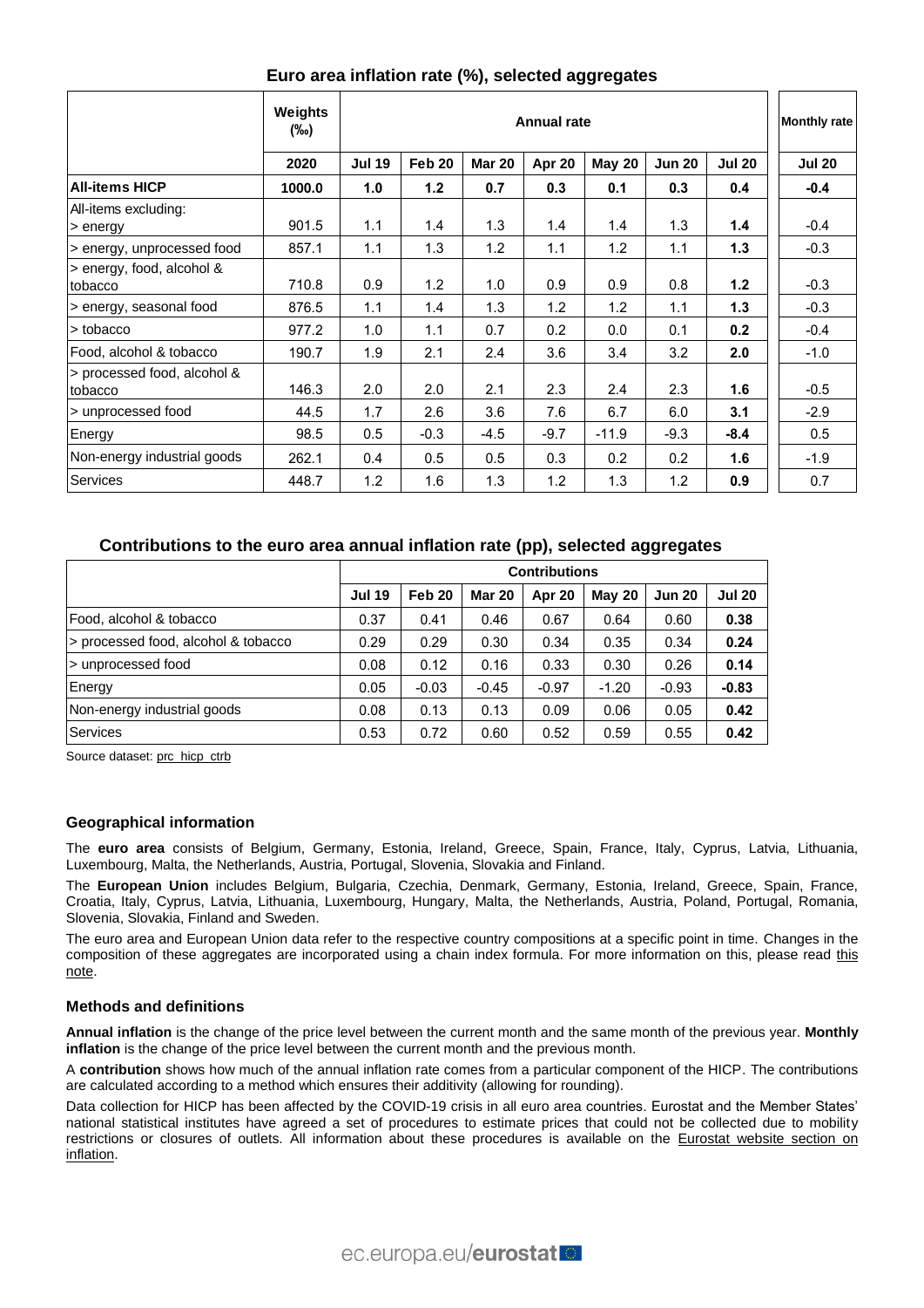### Euro area inflation rate (%), selected aggregates

| | Weights (‰) | Annual rate | | | | | | | Monthly rate |
|---|---|---|---|---|---|---|---|---|---|
| | 2020 | Jul 19 | Feb 20 | Mar 20 | Apr 20 | May 20 | Jun 20 | Jul 20 | Jul 20 |
| **All-items HICP** | **1000.0** | **1.0** | **1.2** | **0.7** | **0.3** | **0.1** | **0.3** | **0.4** | **-0.4** |
| All-items excluding: > energy | 901.5 | 1.1 | 1.4 | 1.3 | 1.4 | 1.4 | 1.3 | **1.4** | -0.4 |
| > energy, unprocessed food | 857.1 | 1.1 | 1.3 | 1.2 | 1.1 | 1.2 | 1.1 | **1.3** | -0.3 |
| > energy, food, alcohol & tobacco | 710.8 | 0.9 | 1.2 | 1.0 | 0.9 | 0.9 | 0.8 | **1.2** | -0.3 |
| > energy, seasonal food | 876.5 | 1.1 | 1.4 | 1.3 | 1.2 | 1.2 | 1.1 | **1.3** | -0.3 |
| > tobacco | 977.2 | 1.0 | 1.1 | 0.7 | 0.2 | 0.0 | 0.1 | **0.2** | -0.4 |
| Food, alcohol & tobacco | 190.7 | 1.9 | 2.1 | 2.4 | 3.6 | 3.4 | 3.2 | **2.0** | -1.0 |
| > processed food, alcohol & tobacco | 146.3 | 2.0 | 2.0 | 2.1 | 2.3 | 2.4 | 2.3 | **1.6** | -0.5 |
| > unprocessed food | 44.5 | 1.7 | 2.6 | 3.6 | 7.6 | 6.7 | 6.0 | **3.1** | -2.9 |
| Energy | 98.5 | 0.5 | -0.3 | -4.5 | -9.7 | -11.9 | -9.3 | **-8.4** | 0.5 |
| Non-energy industrial goods | 262.1 | 0.4 | 0.5 | 0.5 | 0.3 | 0.2 | 0.2 | **1.6** | -1.9 |
| Services | 448.7 | 1.2 | 1.6 | 1.3 | 1.2 | 1.3 | 1.2 | **0.9** | 0.7 |

### Contributions to the euro area annual inflation rate (pp), selected aggregates

| | Contributions | | | | | | |
|---|---|---|---|---|---|---|---|
| | Jul 19 | Feb 20 | Mar 20 | Apr 20 | May 20 | Jun 20 | Jul 20 |
| Food, alcohol & tobacco | 0.37 | 0.41 | 0.46 | 0.67 | 0.64 | 0.60 | **0.38** |
| > processed food, alcohol & tobacco | 0.29 | 0.29 | 0.30 | 0.34 | 0.35 | 0.34 | **0.24** |
| > unprocessed food | 0.08 | 0.12 | 0.16 | 0.33 | 0.30 | 0.26 | **0.14** |
| Energy | 0.05 | -0.03 | -0.45 | -0.97 | -1.20 | -0.93 | **-0.83** |
| Non-energy industrial goods | 0.08 | 0.13 | 0.13 | 0.09 | 0.06 | 0.05 | **0.42** |
| Services | 0.53 | 0.72 | 0.60 | 0.52 | 0.59 | 0.55 | **0.42** |

Source dataset: prc_hicp_ctrb

### Geographical information

The **euro area** consists of Belgium, Germany, Estonia, Ireland, Greece, Spain, France, Italy, Cyprus, Latvia, Lithuania, Luxembourg, Malta, the Netherlands, Austria, Portugal, Slovenia, Slovakia and Finland.

The **European Union** includes Belgium, Bulgaria, Czechia, Denmark, Germany, Estonia, Ireland, Greece, Spain, France, Croatia, Italy, Cyprus, Latvia, Lithuania, Luxembourg, Hungary, Malta, the Netherlands, Austria, Poland, Portugal, Romania, Slovenia, Slovakia, Finland and Sweden.

The euro area and European Union data refer to the respective country compositions at a specific point in time. Changes in the composition of these aggregates are incorporated using a chain index formula. For more information on this, please read this note.

### Methods and definitions

**Annual inflation** is the change of the price level between the current month and the same month of the previous year. **Monthly inflation** is the change of the price level between the current month and the previous month.

A **contribution** shows how much of the annual inflation rate comes from a particular component of the HICP. The contributions are calculated according to a method which ensures their additivity (allowing for rounding).

Data collection for HICP has been affected by the COVID-19 crisis in all euro area countries. Eurostat and the Member States' national statistical institutes have agreed a set of procedures to estimate prices that could not be collected due to mobility restrictions or closures of outlets. All information about these procedures is available on the Eurostat website section on inflation.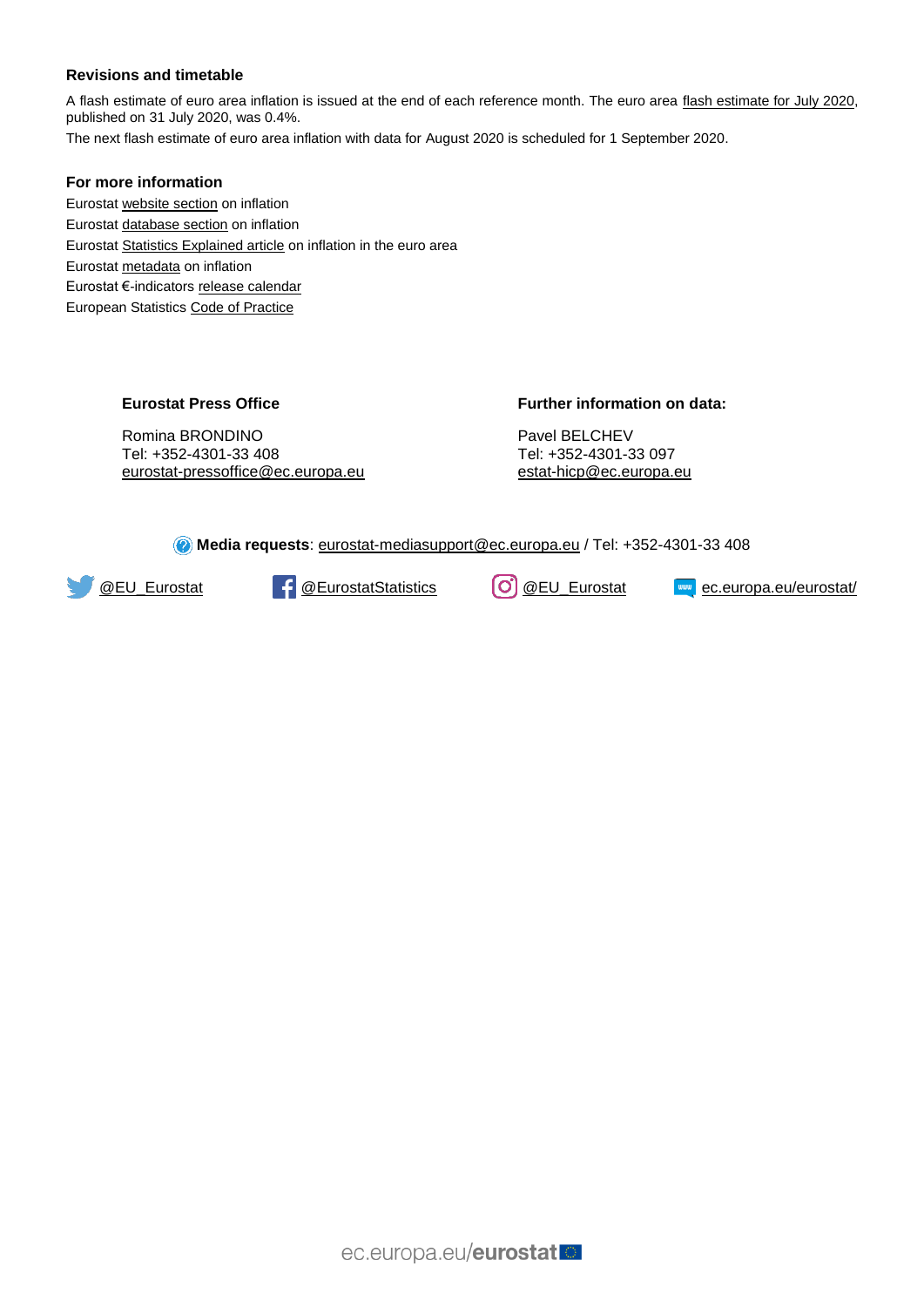### Revisions and timetable

A flash estimate of euro area inflation is issued at the end of each reference month. The euro area flash estimate for July 2020, published on 31 July 2020, was 0.4%.

The next flash estimate of euro area inflation with data for August 2020 is scheduled for 1 September 2020.

### For more information

Eurostat website section on inflation
Eurostat database section on inflation
Eurostat Statistics Explained article on inflation in the euro area
Eurostat metadata on inflation
Eurostat €-indicators release calendar
European Statistics Code of Practice

**Eurostat Press Office**

Romina BRONDINO
Tel: +352-4301-33 408
eurostat-pressoffice@ec.europa.eu

**Further information on data:**

Pavel BELCHEV
Tel: +352-4301-33 097
estat-hicp@ec.europa.eu

**Media requests**: eurostat-mediasupport@ec.europa.eu / Tel: +352-4301-33 408

@EU_Eurostat    @EurostatStatistics    @EU_Eurostat    ec.europa.eu/eurostat/